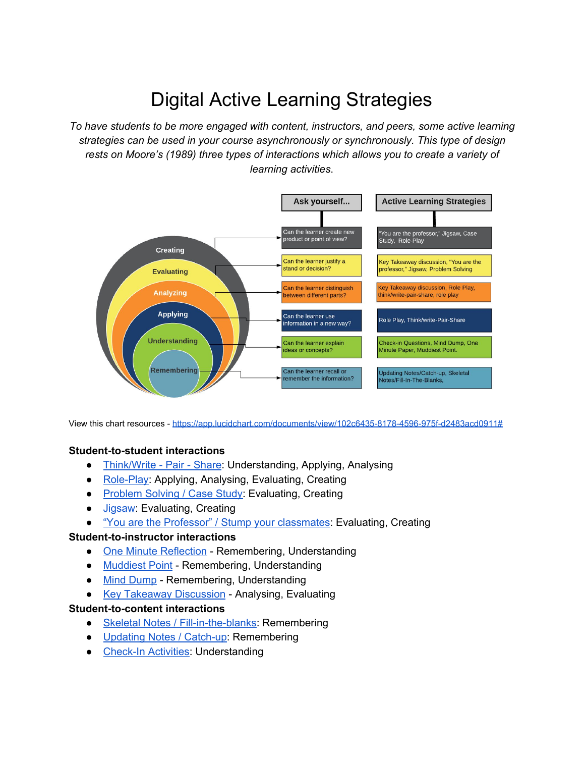# Digital Active Learning Strategies

*To have students to be more engaged with content, instructors, and peers, some active learning strategies can be used in your course asynchronously or synchronously. This type of design rests on Moore's (1989) three types of interactions which allows you to create a variety of learning activities.*

Ask yourself...

Active Learning Strategies

Creating

Can the learner create new product or point of view?

"You are the professor," Jigsaw, Case Study, Role-Play

Evaluating

Can the learner justify a stand or decision?

Key Takeaway discussion, "You are the professor," Jigsaw, Problem Solving

Analyzing

Can the learner distinguish between different parts?

Key Takeaway discussion, Role Play, think/write-pair-share, role play

Applying

Can the learner use information in a new way?

Role Play, Think/write-Pair-Share

Understanding

Can the learner explain ideas or concepts?

Check-in Questions, Mind Dump, One Minute Paper, Muddiest Point.

Remembering

Can the learner recall or remember the information?

Updating Notes/Catch-up, Skeletal Notes/Fill-In-The-Blanks.

View this chart resources - https://app.lucidchart.com/documents/view/102c6435-8178-4596-975f-d2483acd0911#

**Student-to-student interactions**

- Think/Write - Pair - Share: Understanding, Applying, Analysing
- Role-Play: Applying, Analysing, Evaluating, Creating
- Problem Solving / Case Study: Evaluating, Creating
- Jigsaw: Evaluating, Creating
- "You are the Professor" / Stump your classmates: Evaluating, Creating

**Student-to-instructor interactions**

- One Minute Reflection - Remembering, Understanding
- Muddiest Point - Remembering, Understanding
- Mind Dump - Remembering, Understanding
- Key Takeaway Discussion - Analysing, Evaluating

**Student-to-content interactions**

- Skeletal Notes / Fill-in-the-blanks: Remembering
- Updating Notes / Catch-up: Remembering
- Check-In Activities: Understanding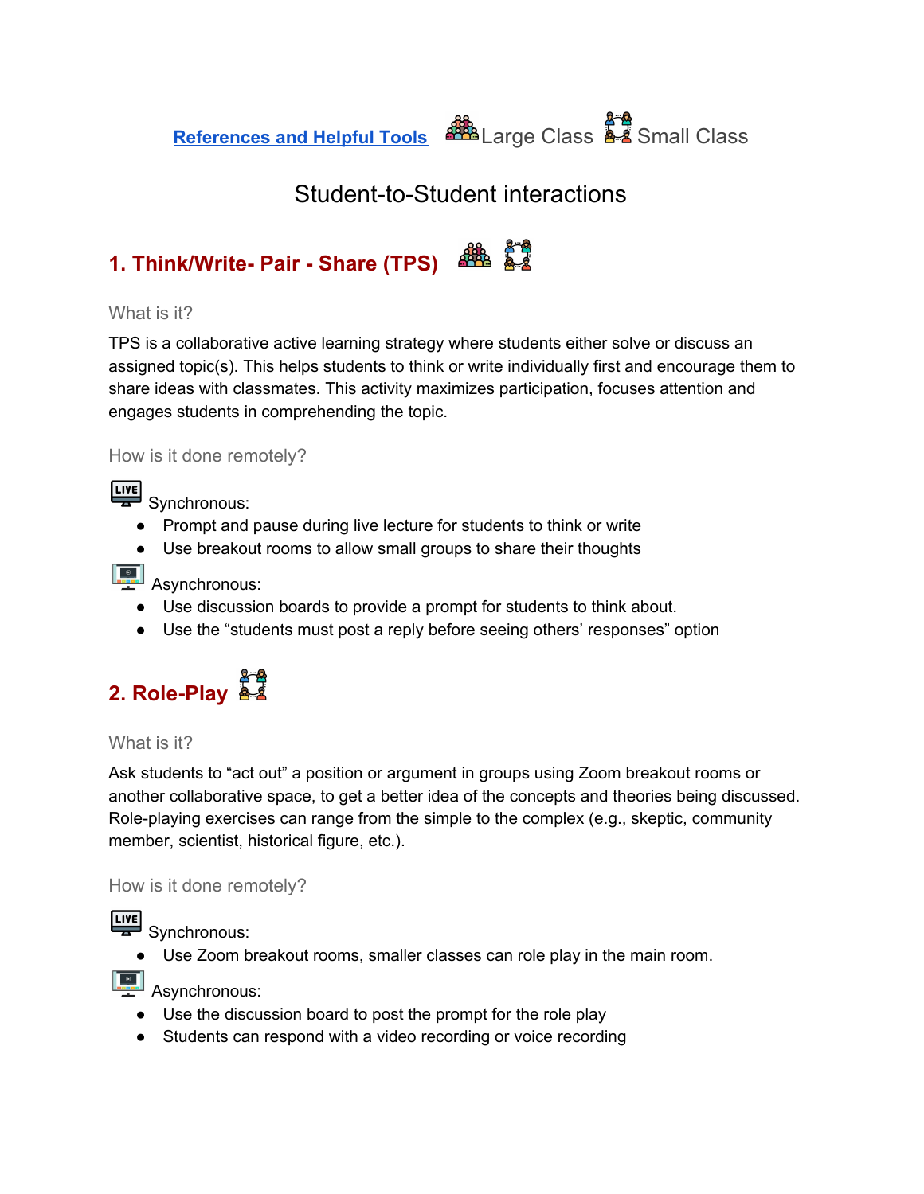[References and Helpful Tools] Large Class Small Class

# Student-to-Student interactions

## 1. Think/Write- Pair - Share (TPS)

### What is it?

TPS is a collaborative active learning strategy where students either solve or discuss an assigned topic(s). This helps students to think or write individually first and encourage them to share ideas with classmates. This activity maximizes participation, focuses attention and engages students in comprehending the topic.

### How is it done remotely?

Synchronous:

- Prompt and pause during live lecture for students to think or write
- Use breakout rooms to allow small groups to share their thoughts

Asynchronous:

- Use discussion boards to provide a prompt for students to think about.
- Use the "students must post a reply before seeing others' responses" option

## 2. Role-Play

### What is it?

Ask students to "act out" a position or argument in groups using Zoom breakout rooms or another collaborative space, to get a better idea of the concepts and theories being discussed. Role-playing exercises can range from the simple to the complex (e.g., skeptic, community member, scientist, historical figure, etc.).

### How is it done remotely?

Synchronous:

- Use Zoom breakout rooms, smaller classes can role play in the main room.

Asynchronous:

- Use the discussion board to post the prompt for the role play
- Students can respond with a video recording or voice recording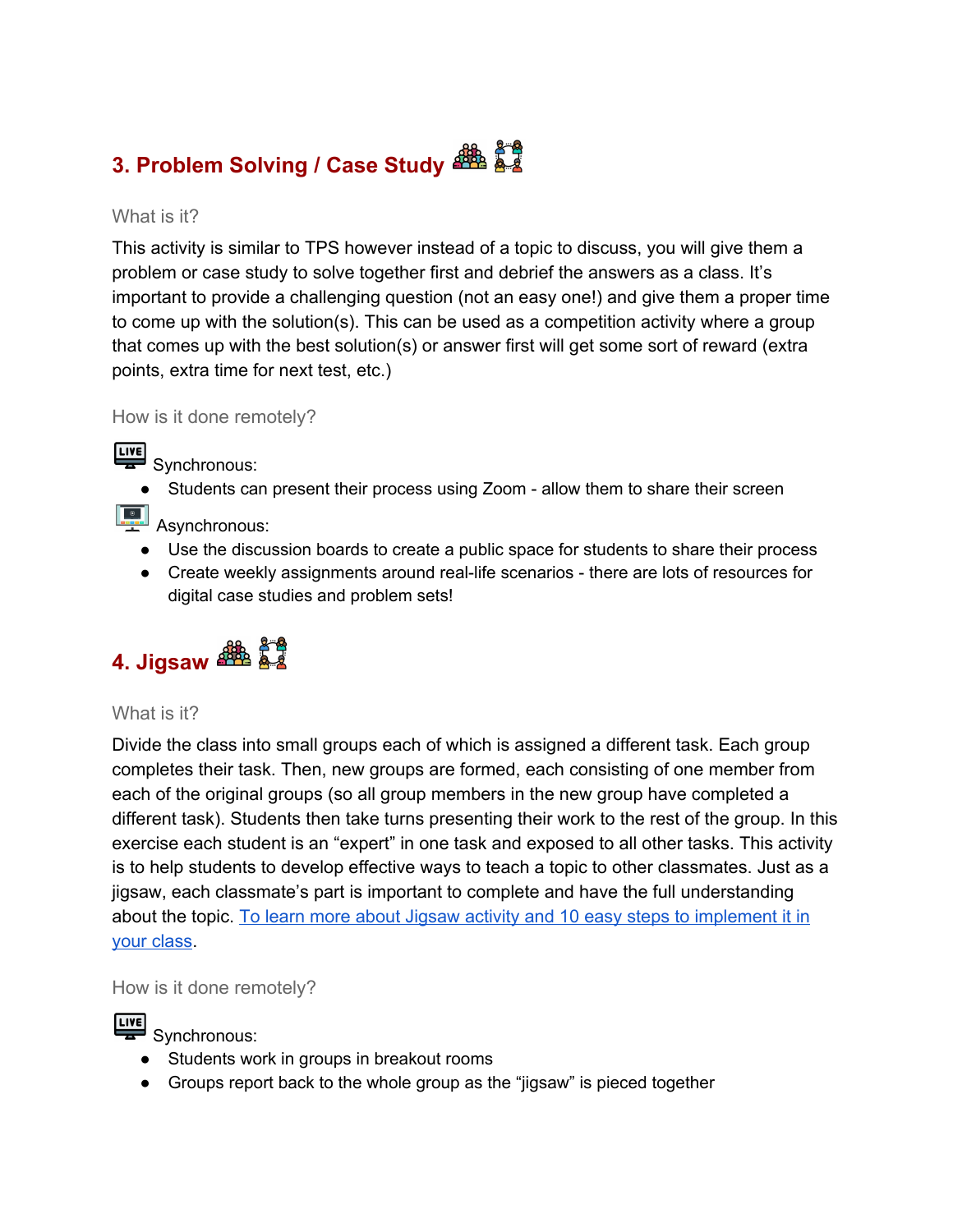## 3. Problem Solving / Case Study

What is it?

This activity is similar to TPS however instead of a topic to discuss, you will give them a problem or case study to solve together first and debrief the answers as a class. It's important to provide a challenging question (not an easy one!) and give them a proper time to come up with the solution(s). This can be used as a competition activity where a group that comes up with the best solution(s) or answer first will get some sort of reward (extra points, extra time for next test, etc.)

How is it done remotely?

Synchronous:

- Students can present their process using Zoom - allow them to share their screen

Asynchronous:

- Use the discussion boards to create a public space for students to share their process
- Create weekly assignments around real-life scenarios - there are lots of resources for digital case studies and problem sets!

## 4. Jigsaw

What is it?

Divide the class into small groups each of which is assigned a different task. Each group completes their task. Then, new groups are formed, each consisting of one member from each of the original groups (so all group members in the new group have completed a different task). Students then take turns presenting their work to the rest of the group. In this exercise each student is an "expert" in one task and exposed to all other tasks. This activity is to help students to develop effective ways to teach a topic to other classmates. Just as a jigsaw, each classmate's part is important to complete and have the full understanding about the topic. To learn more about Jigsaw activity and 10 easy steps to implement it in your class.

How is it done remotely?

Synchronous:

- Students work in groups in breakout rooms
- Groups report back to the whole group as the "jigsaw" is pieced together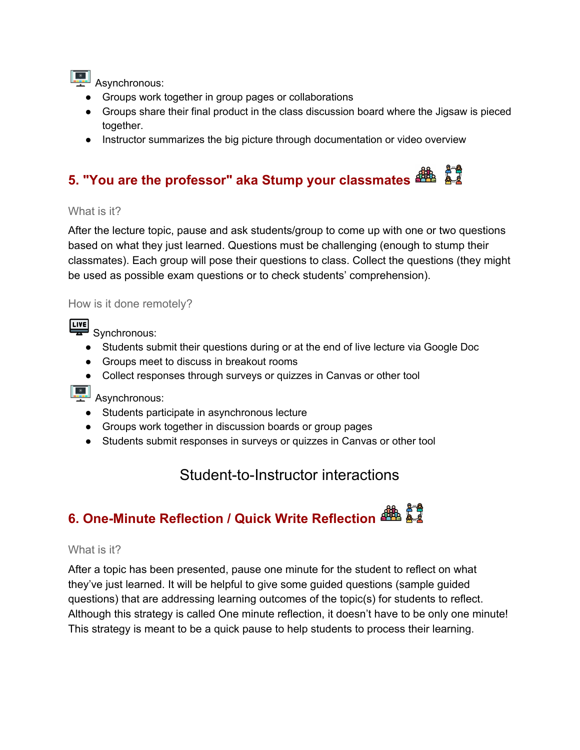Asynchronous:

- Groups work together in group pages or collaborations
- Groups share their final product in the class discussion board where the Jigsaw is pieced together.
- Instructor summarizes the big picture through documentation or video overview

## 5. "You are the professor" aka Stump your classmates

What is it?

After the lecture topic, pause and ask students/group to come up with one or two questions based on what they just learned. Questions must be challenging (enough to stump their classmates). Each group will pose their questions to class. Collect the questions (they might be used as possible exam questions or to check students' comprehension).

How is it done remotely?

Synchronous:

- Students submit their questions during or at the end of live lecture via Google Doc
- Groups meet to discuss in breakout rooms
- Collect responses through surveys or quizzes in Canvas or other tool

Asynchronous:

- Students participate in asynchronous lecture
- Groups work together in discussion boards or group pages
- Students submit responses in surveys or quizzes in Canvas or other tool

# Student-to-Instructor interactions

## 6. One-Minute Reflection / Quick Write Reflection

What is it?

After a topic has been presented, pause one minute for the student to reflect on what they've just learned. It will be helpful to give some guided questions (sample guided questions) that are addressing learning outcomes of the topic(s) for students to reflect. Although this strategy is called One minute reflection, it doesn't have to be only one minute! This strategy is meant to be a quick pause to help students to process their learning.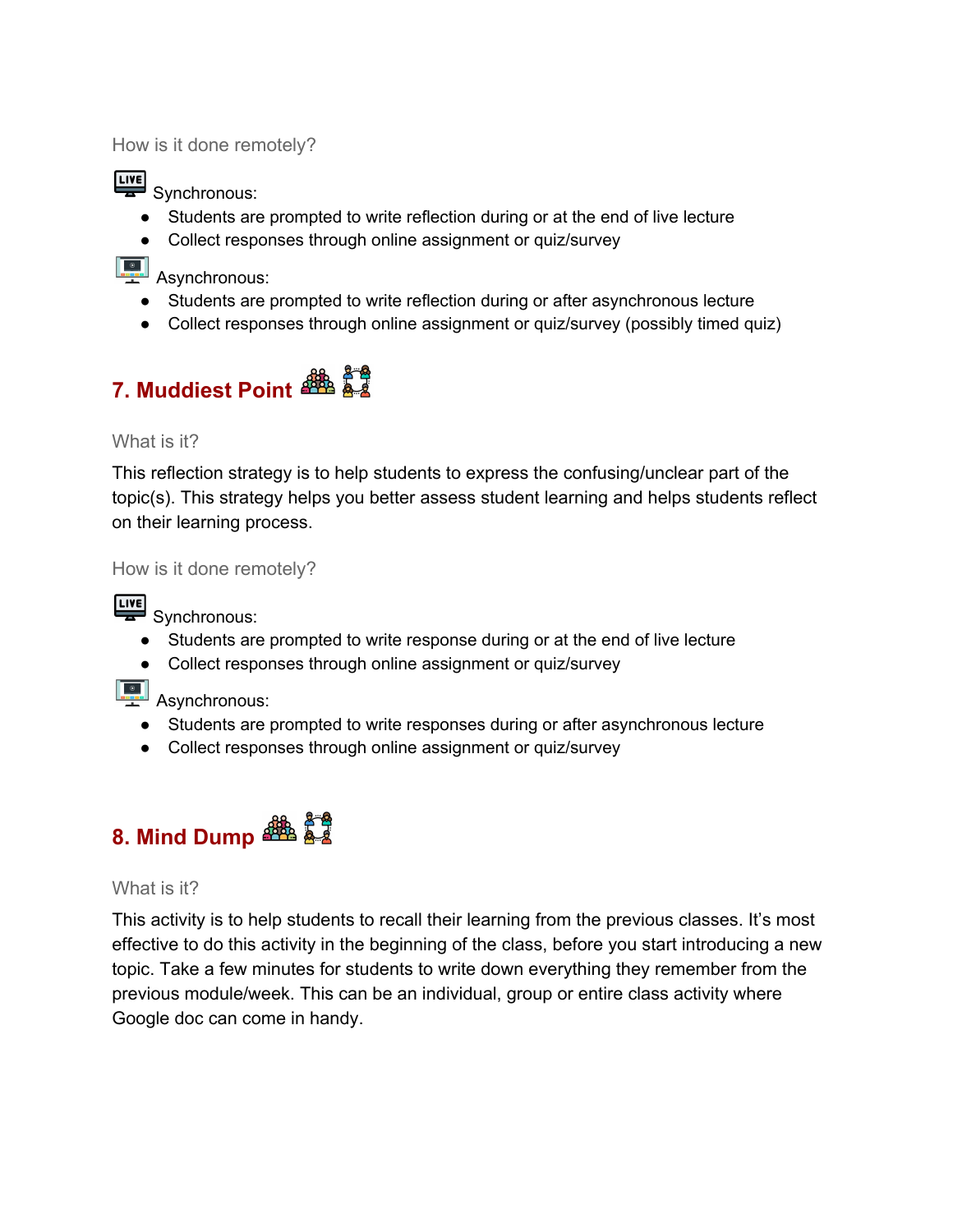How is it done remotely?

Synchronous:

- Students are prompted to write reflection during or at the end of live lecture
- Collect responses through online assignment or quiz/survey

Asynchronous:

- Students are prompted to write reflection during or after asynchronous lecture
- Collect responses through online assignment or quiz/survey (possibly timed quiz)

## 7. Muddiest Point

What is it?

This reflection strategy is to help students to express the confusing/unclear part of the topic(s). This strategy helps you better assess student learning and helps students reflect on their learning process.

How is it done remotely?

Synchronous:

- Students are prompted to write response during or at the end of live lecture
- Collect responses through online assignment or quiz/survey

Asynchronous:

- Students are prompted to write responses during or after asynchronous lecture
- Collect responses through online assignment or quiz/survey

## 8. Mind Dump

What is it?

This activity is to help students to recall their learning from the previous classes. It's most effective to do this activity in the beginning of the class, before you start introducing a new topic. Take a few minutes for students to write down everything they remember from the previous module/week. This can be an individual, group or entire class activity where Google doc can come in handy.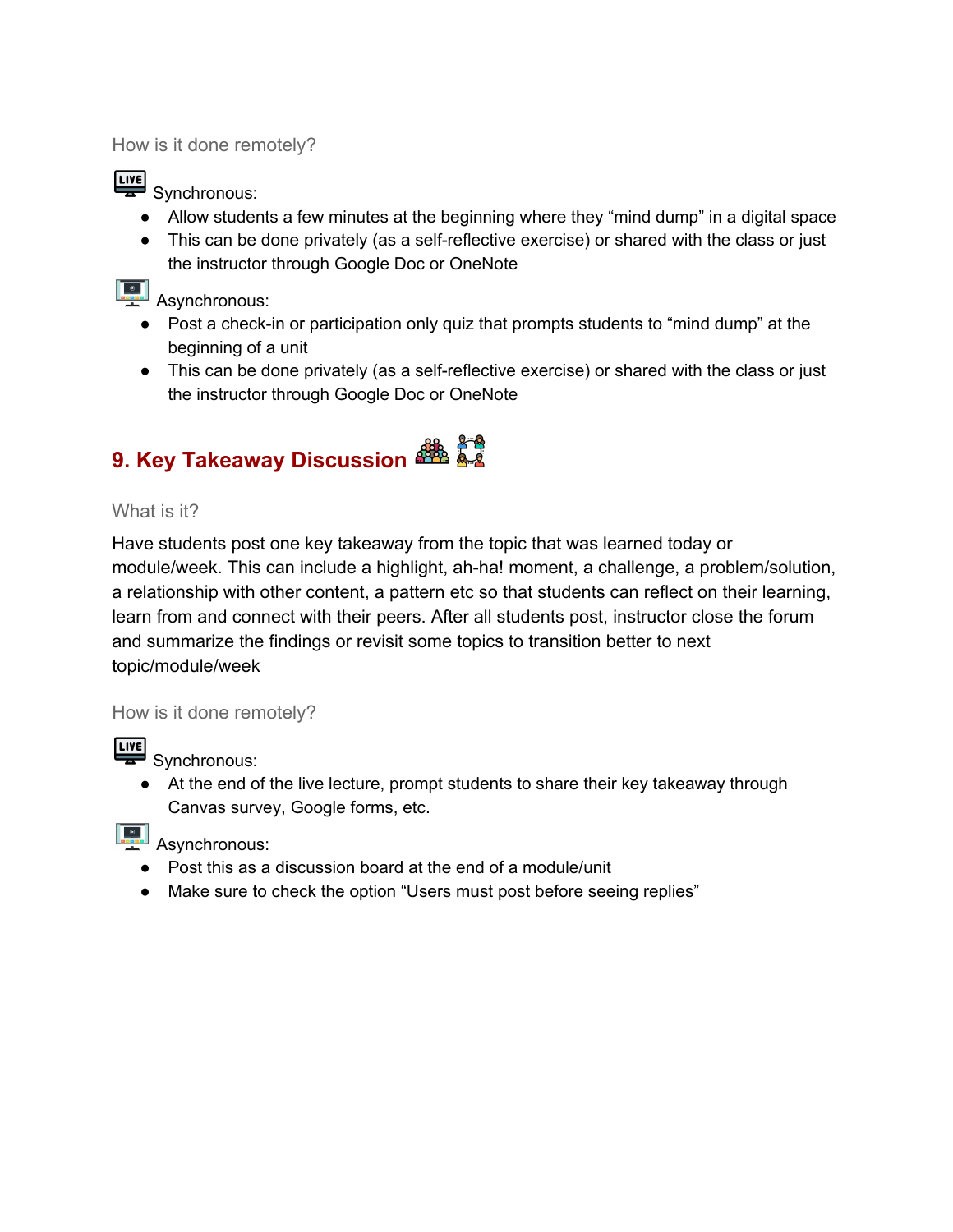### How is it done remotely?

Synchronous:

- Allow students a few minutes at the beginning where they "mind dump" in a digital space
- This can be done privately (as a self-reflective exercise) or shared with the class or just the instructor through Google Doc or OneNote

Asynchronous:

- Post a check-in or participation only quiz that prompts students to "mind dump" at the beginning of a unit
- This can be done privately (as a self-reflective exercise) or shared with the class or just the instructor through Google Doc or OneNote

## 9. Key Takeaway Discussion

### What is it?

Have students post one key takeaway from the topic that was learned today or module/week. This can include a highlight, ah-ha! moment, a challenge, a problem/solution, a relationship with other content, a pattern etc so that students can reflect on their learning, learn from and connect with their peers. After all students post, instructor close the forum and summarize the findings or revisit some topics to transition better to next topic/module/week

### How is it done remotely?

Synchronous:

- At the end of the live lecture, prompt students to share their key takeaway through Canvas survey, Google forms, etc.

Asynchronous:

- Post this as a discussion board at the end of a module/unit
- Make sure to check the option "Users must post before seeing replies"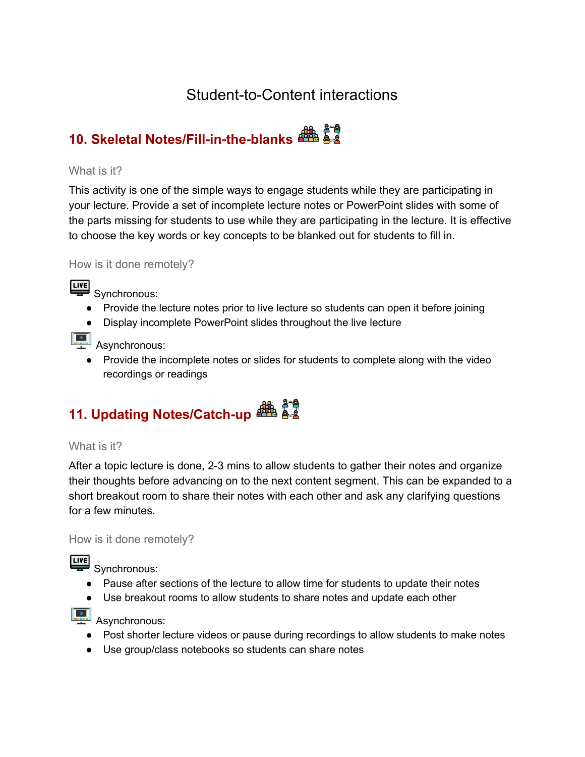# Student-to-Content interactions

## 10. Skeletal Notes/Fill-in-the-blanks

What is it?

This activity is one of the simple ways to engage students while they are participating in your lecture. Provide a set of incomplete lecture notes or PowerPoint slides with some of the parts missing for students to use while they are participating in the lecture. It is effective to choose the key words or key concepts to be blanked out for students to fill in.

How is it done remotely?

Synchronous:

- Provide the lecture notes prior to live lecture so students can open it before joining
- Display incomplete PowerPoint slides throughout the live lecture

Asynchronous:

- Provide the incomplete notes or slides for students to complete along with the video recordings or readings

## 11. Updating Notes/Catch-up

What is it?

After a topic lecture is done, 2-3 mins to allow students to gather their notes and organize their thoughts before advancing on to the next content segment. This can be expanded to a short breakout room to share their notes with each other and ask any clarifying questions for a few minutes.

How is it done remotely?

Synchronous:

- Pause after sections of the lecture to allow time for students to update their notes
- Use breakout rooms to allow students to share notes and update each other

Asynchronous:

- Post shorter lecture videos or pause during recordings to allow students to make notes
- Use group/class notebooks so students can share notes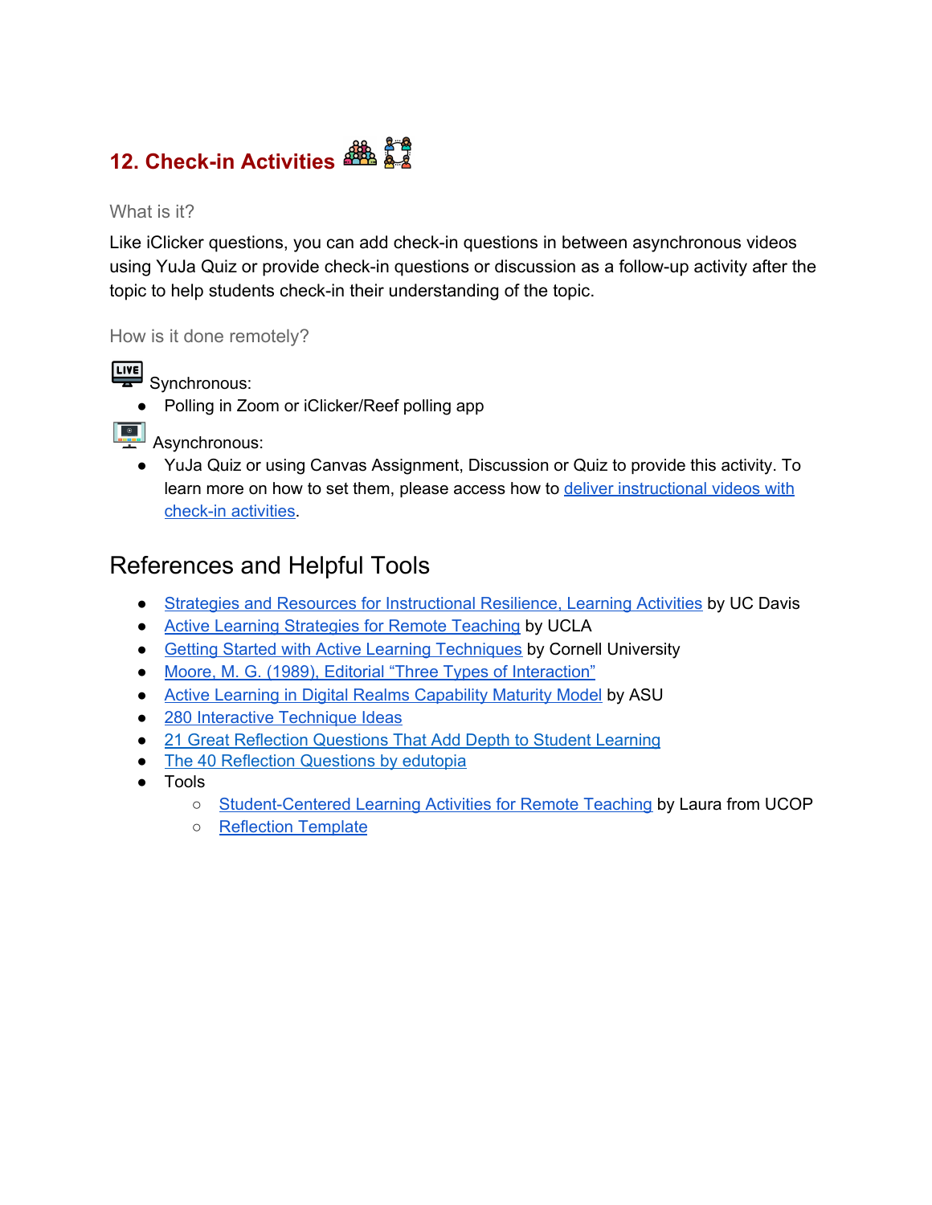## 12. Check-in Activities

What is it?

Like iClicker questions, you can add check-in questions in between asynchronous videos using YuJa Quiz or provide check-in questions or discussion as a follow-up activity after the topic to help students check-in their understanding of the topic.

How is it done remotely?

Synchronous:

- Polling in Zoom or iClicker/Reef polling app

Asynchronous:

- YuJa Quiz or using Canvas Assignment, Discussion or Quiz to provide this activity. To learn more on how to set them, please access how to deliver instructional videos with check-in activities.

# References and Helpful Tools

- Strategies and Resources for Instructional Resilience, Learning Activities by UC Davis
- Active Learning Strategies for Remote Teaching by UCLA
- Getting Started with Active Learning Techniques by Cornell University
- Moore, M. G. (1989), Editorial "Three Types of Interaction"
- Active Learning in Digital Realms Capability Maturity Model by ASU
- 280 Interactive Technique Ideas
- 21 Great Reflection Questions That Add Depth to Student Learning
- The 40 Reflection Questions by edutopia
- Tools
  - Student-Centered Learning Activities for Remote Teaching by Laura from UCOP
  - Reflection Template